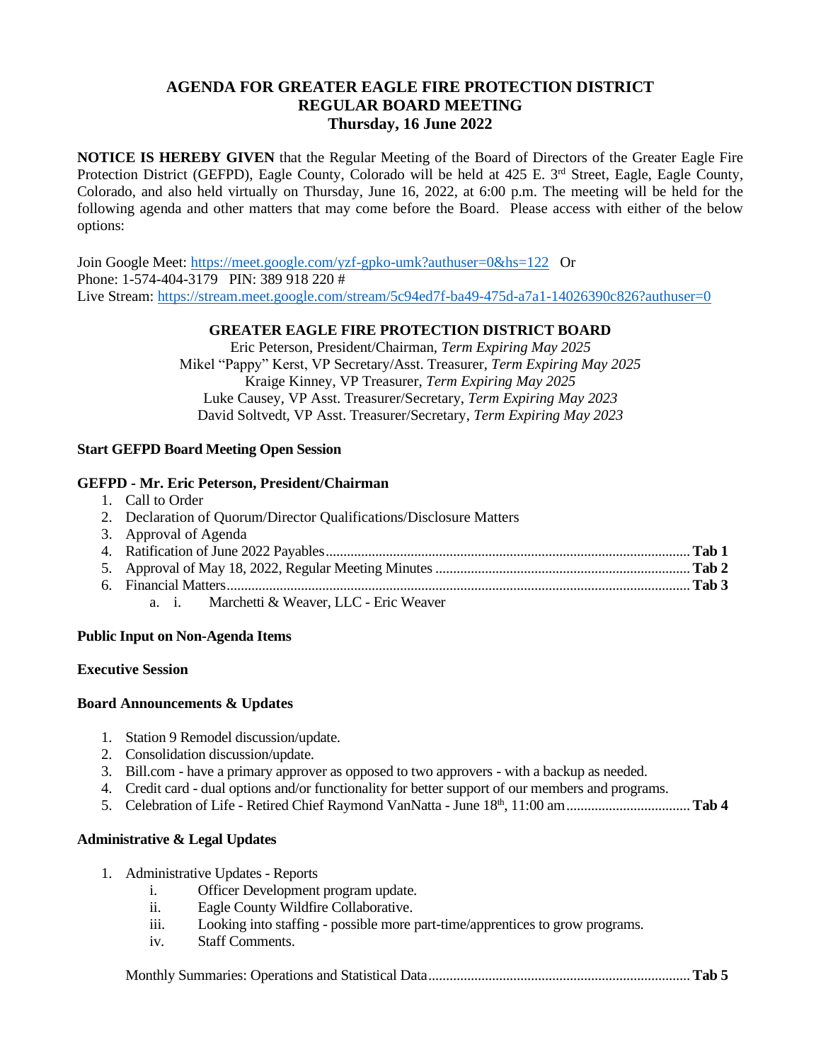# AGENDA FOR GREATER EAGLE FIRE PROTECTION DISTRICT
## REGULAR BOARD MEETING
### Thursday, 16 June 2022

**NOTICE IS HEREBY GIVEN** that the Regular Meeting of the Board of Directors of the Greater Eagle Fire Protection District (GEFPD), Eagle County, Colorado will be held at 425 E. 3rd Street, Eagle, Eagle County, Colorado, and also held virtually on Thursday, June 16, 2022, at 6:00 p.m. The meeting will be held for the following agenda and other matters that may come before the Board. Please access with either of the below options:

Join Google Meet: https://meet.google.com/yzf-gpko-umk?authuser=0&hs=122 Or
Phone: 1-574-404-3179 PIN: 389 918 220 #
Live Stream: https://stream.meet.google.com/stream/5c94ed7f-ba49-475d-a7a1-14026390c826?authuser=0

**GREATER EAGLE FIRE PROTECTION DISTRICT BOARD**

Eric Peterson, President/Chairman, *Term Expiring May 2025*
Mikel "Pappy" Kerst, VP Secretary/Asst. Treasurer, *Term Expiring May 2025*
Kraige Kinney, VP Treasurer, *Term Expiring May 2025*
Luke Causey, VP Asst. Treasurer/Secretary, *Term Expiring May 2023*
David Soltvedt, VP Asst. Treasurer/Secretary, *Term Expiring May 2023*

**Start GEFPD Board Meeting Open Session**

**GEFPD - Mr. Eric Peterson, President/Chairman**

1. Call to Order
2. Declaration of Quorum/Director Qualifications/Disclosure Matters
3. Approval of Agenda
4. Ratification of June 2022 Payables .......... **Tab 1**
5. Approval of May 18, 2022, Regular Meeting Minutes .......... **Tab 2**
6. Financial Matters .......... **Tab 3**
   a. i. Marchetti & Weaver, LLC - Eric Weaver

**Public Input on Non-Agenda Items**

**Executive Session**

**Board Announcements & Updates**

1. Station 9 Remodel discussion/update.
2. Consolidation discussion/update.
3. Bill.com - have a primary approver as opposed to two approvers - with a backup as needed.
4. Credit card - dual options and/or functionality for better support of our members and programs.
5. Celebration of Life - Retired Chief Raymond VanNatta - June 18th, 11:00 am .......... **Tab 4**

**Administrative & Legal Updates**

1. Administrative Updates - Reports
   i. Officer Development program update.
   ii. Eagle County Wildfire Collaborative.
   iii. Looking into staffing - possible more part-time/apprentices to grow programs.
   iv. Staff Comments.

   Monthly Summaries: Operations and Statistical Data .......... **Tab 5**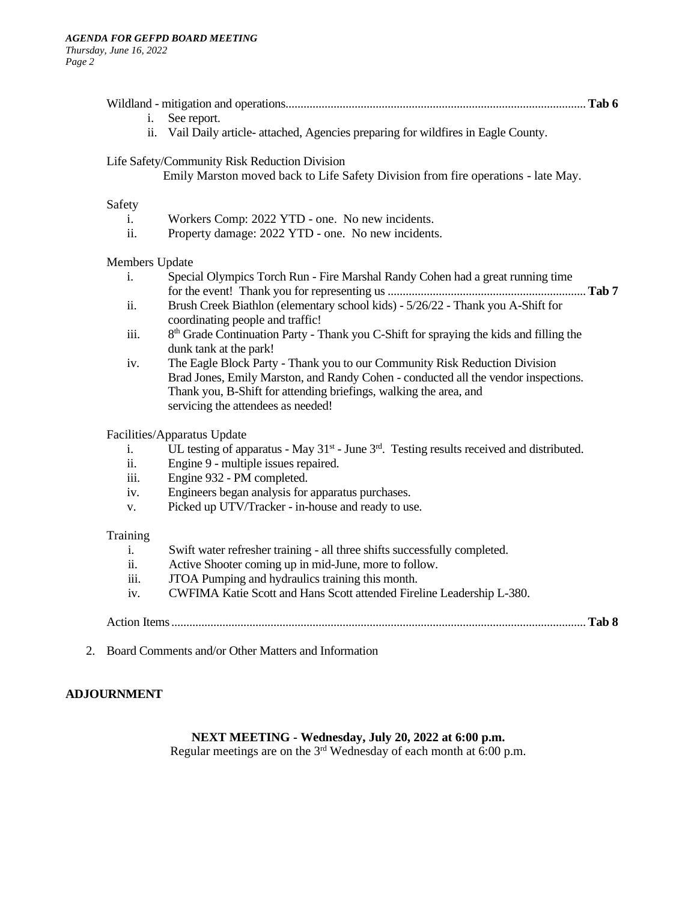Wildland - mitigation and operations.................................................................................................. **Tab 6**

i. See report.
ii. Vail Daily article- attached, Agencies preparing for wildfires in Eagle County.

Life Safety/Community Risk Reduction Division

Emily Marston moved back to Life Safety Division from fire operations - late May.

Safety

i. Workers Comp: 2022 YTD - one. No new incidents.
ii. Property damage: 2022 YTD - one. No new incidents.

Members Update

i. Special Olympics Torch Run - Fire Marshal Randy Cohen had a great running time for the event! Thank you for representing us ................................................................. **Tab 7**
ii. Brush Creek Biathlon (elementary school kids) - 5/26/22 - Thank you A-Shift for coordinating people and traffic!
iii. 8th Grade Continuation Party - Thank you C-Shift for spraying the kids and filling the dunk tank at the park!
iv. The Eagle Block Party - Thank you to our Community Risk Reduction Division Brad Jones, Emily Marston, and Randy Cohen - conducted all the vendor inspections. Thank you, B-Shift for attending briefings, walking the area, and servicing the attendees as needed!

Facilities/Apparatus Update

i. UL testing of apparatus - May 31st - June 3rd. Testing results received and distributed.
ii. Engine 9 - multiple issues repaired.
iii. Engine 932 - PM completed.
iv. Engineers began analysis for apparatus purchases.
v. Picked up UTV/Tracker - in-house and ready to use.

Training

i. Swift water refresher training - all three shifts successfully completed.
ii. Active Shooter coming up in mid-June, more to follow.
iii. JTOA Pumping and hydraulics training this month.
iv. CWFIMA Katie Scott and Hans Scott attended Fireline Leadership L-380.

Action Items........................................................................................................................................ **Tab 8**

2. Board Comments and/or Other Matters and Information

**ADJOURNMENT**

**NEXT MEETING - Wednesday, July 20, 2022 at 6:00 p.m.**

Regular meetings are on the 3rd Wednesday of each month at 6:00 p.m.